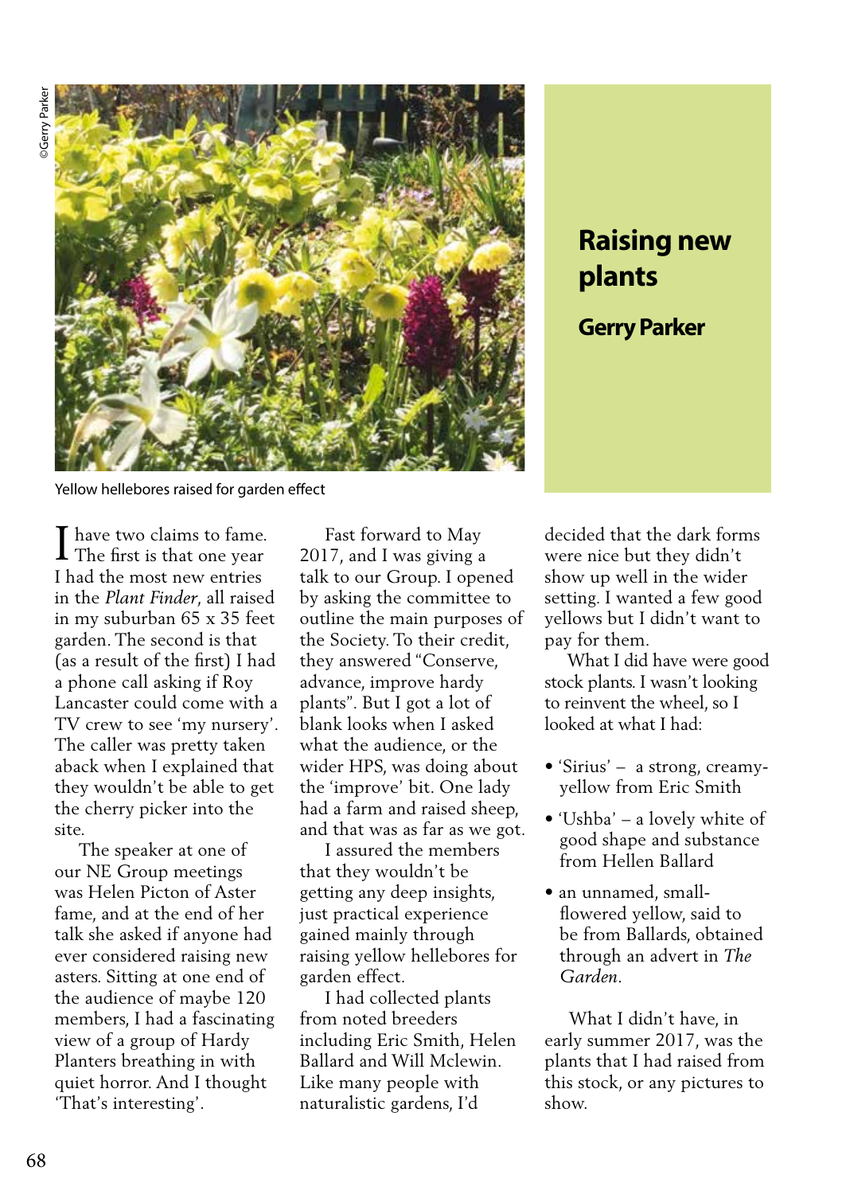# Raising new plants

## Gerry Parker

Yellow hellebores raised for garden effect

I have two claims to fame. The first is that one year I had the most new entries in the *Plant Finder*, all raised in my suburban 65 x 35 feet garden. The second is that (as a result of the first) I had a phone call asking if Roy Lancaster could come with a TV crew to see 'my nursery'. The caller was pretty taken aback when I explained that they wouldn't be able to get the cherry picker into the site.

The speaker at one of our NE Group meetings was Helen Picton of Aster fame, and at the end of her talk she asked if anyone had ever considered raising new asters. Sitting at one end of the audience of maybe 120 members, I had a fascinating view of a group of Hardy Planters breathing in with quiet horror. And I thought 'That's interesting'.

Fast forward to May 2017, and I was giving a talk to our Group. I opened by asking the committee to outline the main purposes of the Society. To their credit, they answered "Conserve, advance, improve hardy plants". But I got a lot of blank looks when I asked what the audience, or the wider HPS, was doing about the 'improve' bit. One lady had a farm and raised sheep, and that was as far as we got.

I assured the members that they wouldn't be getting any deep insights, just practical experience gained mainly through raising yellow hellebores for garden effect.

I had collected plants from noted breeders including Eric Smith, Helen Ballard and Will Mclewin. Like many people with naturalistic gardens, I'd decided that the dark forms were nice but they didn't show up well in the wider setting. I wanted a few good yellows but I didn't want to pay for them.

What I did have were good stock plants. I wasn't looking to reinvent the wheel, so I looked at what I had:

- 'Sirius' – a strong, creamy-yellow from Eric Smith
- 'Ushba' – a lovely white of good shape and substance from Hellen Ballard
- an unnamed, small-flowered yellow, said to be from Ballards, obtained through an advert in *The Garden*.

What I didn't have, in early summer 2017, was the plants that I had raised from this stock, or any pictures to show.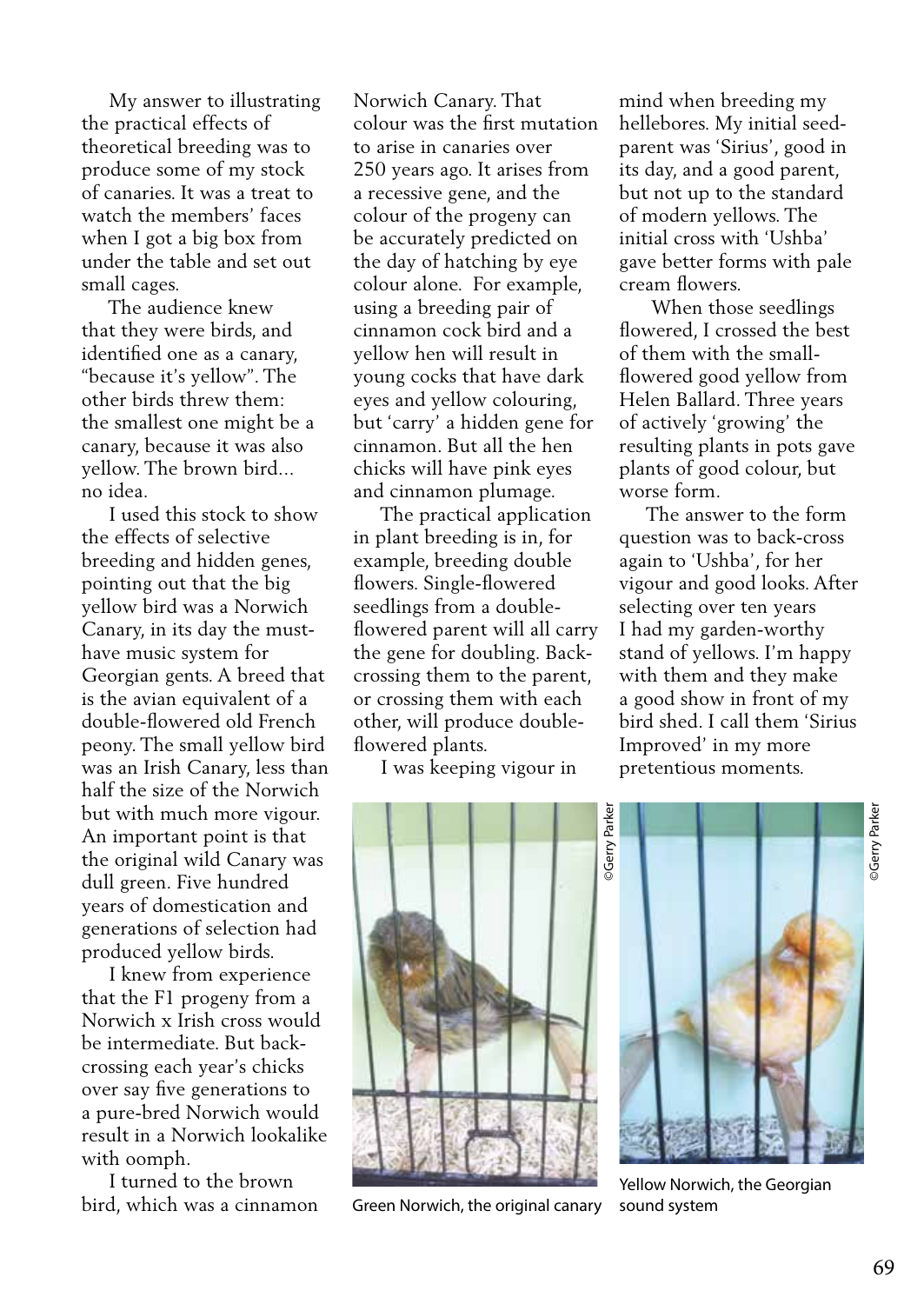My answer to illustrating the practical effects of theoretical breeding was to produce some of my stock of canaries. It was a treat to watch the members' faces when I got a big box from under the table and set out small cages.

The audience knew that they were birds, and identified one as a canary, "because it's yellow". The other birds threw them: the smallest one might be a canary, because it was also yellow. The brown bird... no idea.

I used this stock to show the effects of selective breeding and hidden genes, pointing out that the big yellow bird was a Norwich Canary, in its day the must-have music system for Georgian gents. A breed that is the avian equivalent of a double-flowered old French peony. The small yellow bird was an Irish Canary, less than half the size of the Norwich but with much more vigour. An important point is that the original wild Canary was dull green. Five hundred years of domestication and generations of selection had produced yellow birds.

I knew from experience that the F1 progeny from a Norwich x Irish cross would be intermediate. But back-crossing each year's chicks over say five generations to a pure-bred Norwich would result in a Norwich lookalike with oomph.

I turned to the brown bird, which was a cinnamon Norwich Canary. That colour was the first mutation to arise in canaries over 250 years ago. It arises from a recessive gene, and the colour of the progeny can be accurately predicted on the day of hatching by eye colour alone. For example, using a breeding pair of cinnamon cock bird and a yellow hen will result in young cocks that have dark eyes and yellow colouring, but 'carry' a hidden gene for cinnamon. But all the hen chicks will have pink eyes and cinnamon plumage.

The practical application in plant breeding is in, for example, breeding double flowers. Single-flowered seedlings from a double-flowered parent will all carry the gene for doubling. Back-crossing them to the parent, or crossing them with each other, will produce double-flowered plants.

I was keeping vigour in mind when breeding my hellebores. My initial seed-parent was 'Sirius', good in its day, and a good parent, but not up to the standard of modern yellows. The initial cross with 'Ushba' gave better forms with pale cream flowers.

When those seedlings flowered, I crossed the best of them with the small-flowered good yellow from Helen Ballard. Three years of actively 'growing' the resulting plants in pots gave plants of good colour, but worse form.

The answer to the form question was to back-cross again to 'Ushba', for her vigour and good looks. After selecting over ten years I had my garden-worthy stand of yellows. I'm happy with them and they make a good show in front of my bird shed. I call them 'Sirius Improved' in my more pretentious moments.

©Gerry Parker

Green Norwich, the original canary

©Gerry Parker

Yellow Norwich, the Georgian sound system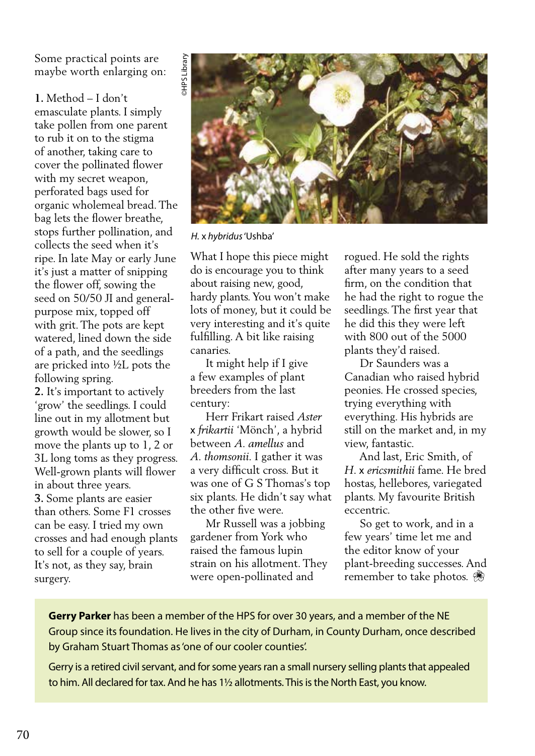Some practical points are maybe worth enlarging on:

**1.** Method – I don't emasculate plants. I simply take pollen from one parent to rub it on to the stigma of another, taking care to cover the pollinated flower with my secret weapon, perforated bags used for organic wholemeal bread. The bag lets the flower breathe, stops further pollination, and collects the seed when it's ripe. In late May or early June it's just a matter of snipping the flower off, sowing the seed on 50/50 JI and general-purpose mix, topped off with grit. The pots are kept watered, lined down the side of a path, and the seedlings are pricked into ½L pots the following spring.

**2.** It's important to actively 'grow' the seedlings. I could line out in my allotment but growth would be slower, so I move the plants up to 1, 2 or 3L long toms as they progress. Well-grown plants will flower in about three years.

**3.** Some plants are easier than others. Some F1 crosses can be easy. I tried my own crosses and had enough plants to sell for a couple of years. It's not, as they say, brain surgery.

©HPS Library

*H.* x *hybridus* 'Ushba'

What I hope this piece might do is encourage you to think about raising new, good, hardy plants. You won't make lots of money, but it could be very interesting and it's quite fulfilling. A bit like raising canaries.

It might help if I give a few examples of plant breeders from the last century:

Herr Frikart raised *Aster* x *frikartii* 'Mönch', a hybrid between *A. amellus* and *A. thomsonii*. I gather it was a very difficult cross. But it was one of G S Thomas's top six plants. He didn't say what the other five were.

Mr Russell was a jobbing gardener from York who raised the famous lupin strain on his allotment. They were open-pollinated and rogued. He sold the rights after many years to a seed firm, on the condition that he had the right to rogue the seedlings. The first year that he did this they were left with 800 out of the 5000 plants they'd raised.

Dr Saunders was a Canadian who raised hybrid peonies. He crossed species, trying everything with everything. His hybrids are still on the market and, in my view, fantastic.

And last, Eric Smith, of *H.* x *ericsmithii* fame. He bred hostas, hellebores, variegated plants. My favourite British eccentric.

So get to work, and in a few years' time let me and the editor know of your plant-breeding successes. And remember to take photos.

**Gerry Parker** has been a member of the HPS for over 30 years, and a member of the NE Group since its foundation. He lives in the city of Durham, in County Durham, once described by Graham Stuart Thomas as 'one of our cooler counties'.

Gerry is a retired civil servant, and for some years ran a small nursery selling plants that appealed to him. All declared for tax. And he has 1½ allotments. This is the North East, you know.